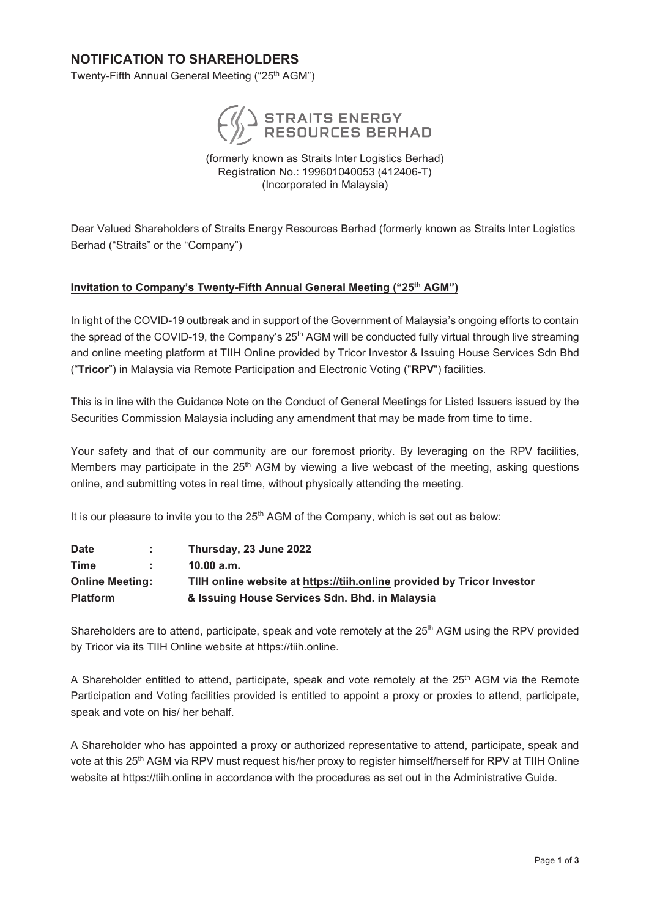# NOTIFICATION TO SHAREHOLDERS

Twenty-Fifth Annual General Meeting ("25th AGM")

**STRAITS ENERGY RESOURCES BERHAD**

(formerly known as Straits Inter Logistics Berhad)
Registration No.: 199601040053 (412406-T)
(Incorporated in Malaysia)

Dear Valued Shareholders of Straits Energy Resources Berhad (formerly known as Straits Inter Logistics Berhad ("Straits" or the "Company")

**Invitation to Company's Twenty-Fifth Annual General Meeting ("25th AGM")**

In light of the COVID-19 outbreak and in support of the Government of Malaysia's ongoing efforts to contain the spread of the COVID-19, the Company's 25th AGM will be conducted fully virtual through live streaming and online meeting platform at TIIH Online provided by Tricor Investor & Issuing House Services Sdn Bhd ("**Tricor**") in Malaysia via Remote Participation and Electronic Voting ("**RPV**") facilities.

This is in line with the Guidance Note on the Conduct of General Meetings for Listed Issuers issued by the Securities Commission Malaysia including any amendment that may be made from time to time.

Your safety and that of our community are our foremost priority. By leveraging on the RPV facilities, Members may participate in the 25th AGM by viewing a live webcast of the meeting, asking questions online, and submitting votes in real time, without physically attending the meeting.

It is our pleasure to invite you to the 25th AGM of the Company, which is set out as below:

| | |
|---|---|
| **Date :** | **Thursday, 23 June 2022** |
| **Time :** | **10.00 a.m.** |
| **Online Meeting: Platform** | **TIIH online website at https://tiih.online provided by Tricor Investor & Issuing House Services Sdn. Bhd. in Malaysia** |

Shareholders are to attend, participate, speak and vote remotely at the 25th AGM using the RPV provided by Tricor via its TIIH Online website at https://tiih.online.

A Shareholder entitled to attend, participate, speak and vote remotely at the 25th AGM via the Remote Participation and Voting facilities provided is entitled to appoint a proxy or proxies to attend, participate, speak and vote on his/ her behalf.

A Shareholder who has appointed a proxy or authorized representative to attend, participate, speak and vote at this 25th AGM via RPV must request his/her proxy to register himself/herself for RPV at TIIH Online website at https://tiih.online in accordance with the procedures as set out in the Administrative Guide.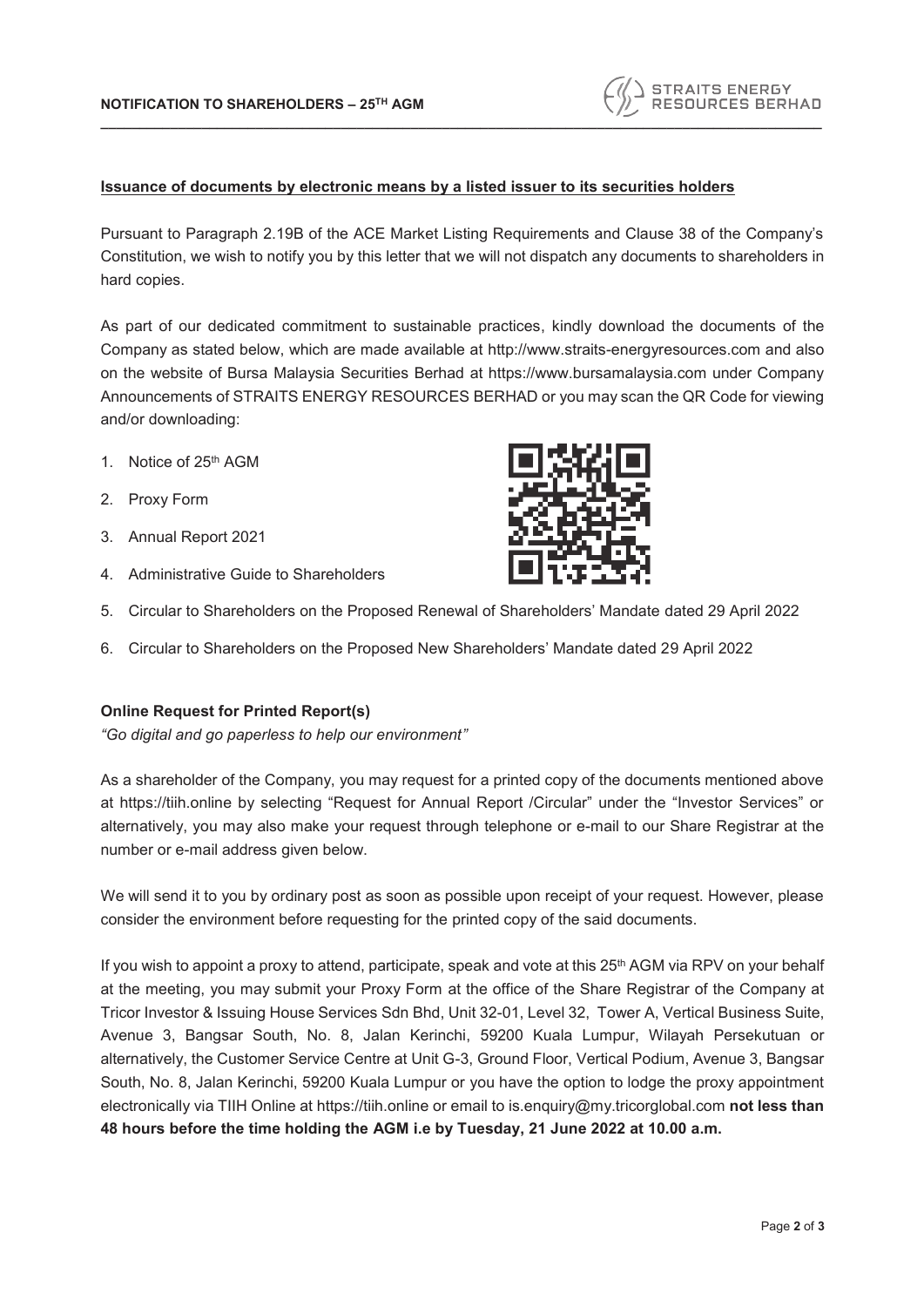**Issuance of documents by electronic means by a listed issuer to its securities holders**

Pursuant to Paragraph 2.19B of the ACE Market Listing Requirements and Clause 38 of the Company's Constitution, we wish to notify you by this letter that we will not dispatch any documents to shareholders in hard copies.

As part of our dedicated commitment to sustainable practices, kindly download the documents of the Company as stated below, which are made available at http://www.straits-energyresources.com and also on the website of Bursa Malaysia Securities Berhad at https://www.bursamalaysia.com under Company Announcements of STRAITS ENERGY RESOURCES BERHAD or you may scan the QR Code for viewing and/or downloading:

1. Notice of 25th AGM
2. Proxy Form
3. Annual Report 2021
4. Administrative Guide to Shareholders
5. Circular to Shareholders on the Proposed Renewal of Shareholders' Mandate dated 29 April 2022
6. Circular to Shareholders on the Proposed New Shareholders' Mandate dated 29 April 2022

**Online Request for Printed Report(s)**

*"Go digital and go paperless to help our environment"*

As a shareholder of the Company, you may request for a printed copy of the documents mentioned above at https://tiih.online by selecting "Request for Annual Report /Circular" under the "Investor Services" or alternatively, you may also make your request through telephone or e-mail to our Share Registrar at the number or e-mail address given below.

We will send it to you by ordinary post as soon as possible upon receipt of your request. However, please consider the environment before requesting for the printed copy of the said documents.

If you wish to appoint a proxy to attend, participate, speak and vote at this 25th AGM via RPV on your behalf at the meeting, you may submit your Proxy Form at the office of the Share Registrar of the Company at Tricor Investor & Issuing House Services Sdn Bhd, Unit 32-01, Level 32, Tower A, Vertical Business Suite, Avenue 3, Bangsar South, No. 8, Jalan Kerinchi, 59200 Kuala Lumpur, Wilayah Persekutuan or alternatively, the Customer Service Centre at Unit G-3, Ground Floor, Vertical Podium, Avenue 3, Bangsar South, No. 8, Jalan Kerinchi, 59200 Kuala Lumpur or you have the option to lodge the proxy appointment electronically via TIIH Online at https://tiih.online or email to is.enquiry@my.tricorglobal.com **not less than 48 hours before the time holding the AGM i.e by Tuesday, 21 June 2022 at 10.00 a.m.**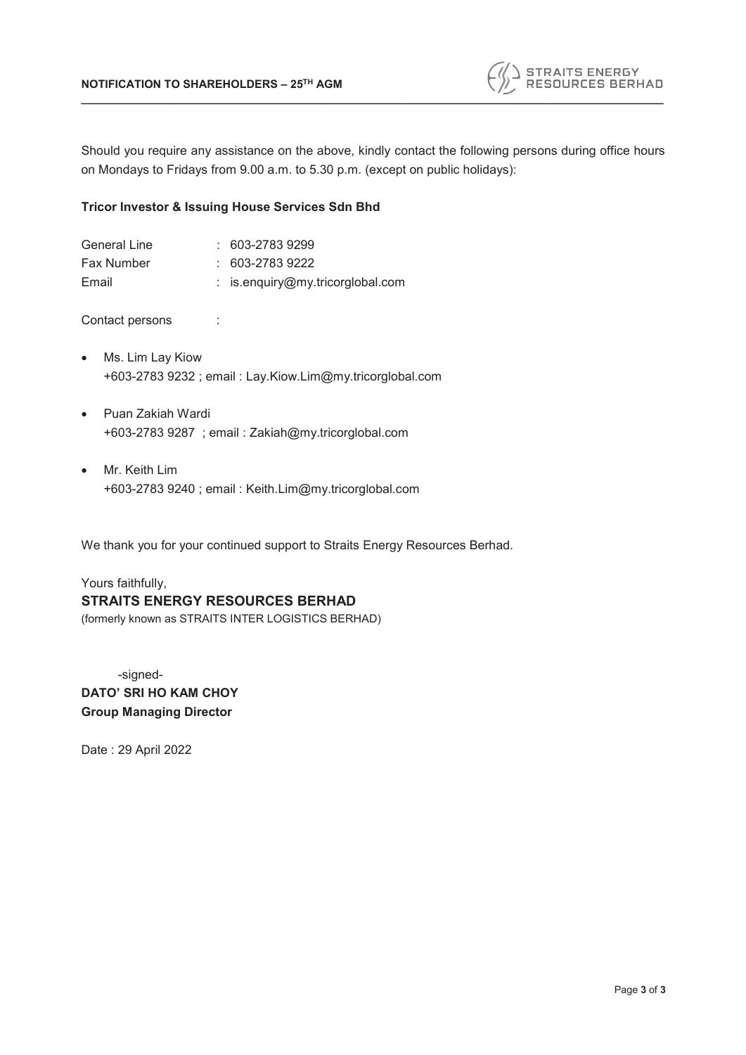Should you require any assistance on the above, kindly contact the following persons during office hours on Mondays to Fridays from 9.00 a.m. to 5.30 p.m. (except on public holidays):

**Tricor Investor & Issuing House Services Sdn Bhd**

| | |
|---|---|
| General Line | : 603-2783 9299 |
| Fax Number | : 603-2783 9222 |
| Email | : is.enquiry@my.tricorglobal.com |

Contact persons :

- Ms. Lim Lay Kiow
  +603-2783 9232 ; email : Lay.Kiow.Lim@my.tricorglobal.com
- Puan Zakiah Wardi
  +603-2783 9287 ; email : Zakiah@my.tricorglobal.com
- Mr. Keith Lim
  +603-2783 9240 ; email : Keith.Lim@my.tricorglobal.com

We thank you for your continued support to Straits Energy Resources Berhad.

Yours faithfully,
**STRAITS ENERGY RESOURCES BERHAD**
(formerly known as STRAITS INTER LOGISTICS BERHAD)

-signed-
**DATO' SRI HO KAM CHOY**
**Group Managing Director**

Date : 29 April 2022